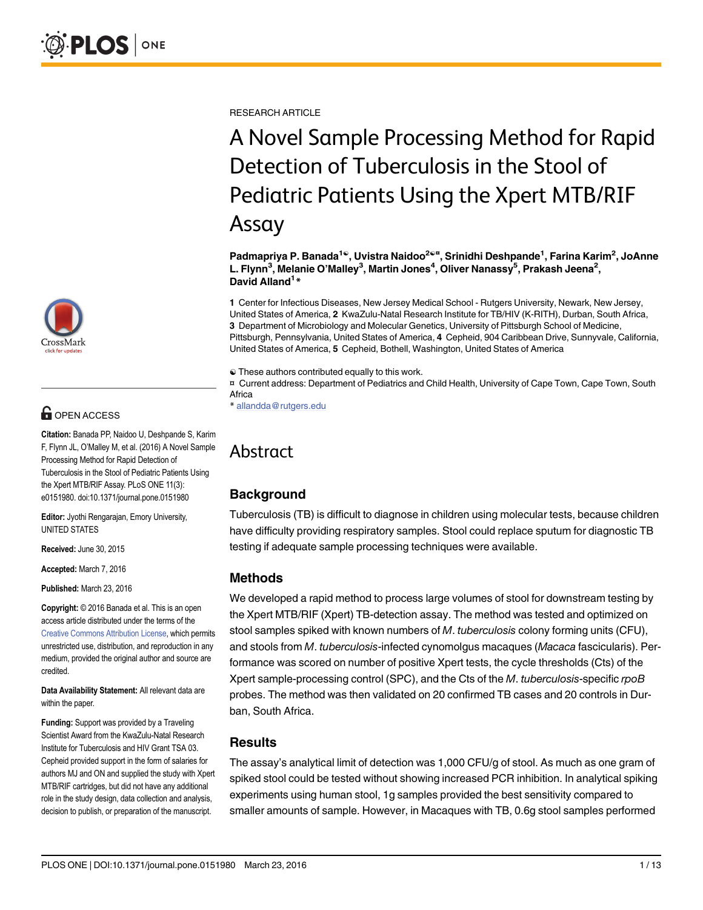RESEARCH ARTICLE

# A Novel Sample Processing Method for Rapid Detection of Tuberculosis in the Stool of Pediatric Patients Using the Xpert MTB/RIF Assay

**Padmapriya P. Banada[1☯], Uvistra Naidoo[2☯¤], Srinidhi Deshpande[1], Farina Karim[2], JoAnne L. Flynn[3], Melanie O'Malley[3], Martin Jones[4], Oliver Nanassy[5], Prakash Jeena[2], David Alland[1]***

**1** Center for Infectious Diseases, New Jersey Medical School - Rutgers University, Newark, New Jersey, United States of America, **2** KwaZulu-Natal Research Institute for TB/HIV (K-RITH), Durban, South Africa, **3** Department of Microbiology and Molecular Genetics, University of Pittsburgh School of Medicine, Pittsburgh, Pennsylvania, United States of America, **4** Cepheid, 904 Caribbean Drive, Sunnyvale, California, United States of America, **5** Cepheid, Bothell, Washington, United States of America

☯ These authors contributed equally to this work.

¤ Current address: Department of Pediatrics and Child Health, University of Cape Town, Cape Town, South Africa

* allandda@rutgers.edu

OPEN ACCESS

**Citation:** Banada PP, Naidoo U, Deshpande S, Karim F, Flynn JL, O'Malley M, et al. (2016) A Novel Sample Processing Method for Rapid Detection of Tuberculosis in the Stool of Pediatric Patients Using the Xpert MTB/RIF Assay. PLoS ONE 11(3): e0151980. doi:10.1371/journal.pone.0151980

**Editor:** Jyothi Rengarajan, Emory University, UNITED STATES

**Received:** June 30, 2015

**Accepted:** March 7, 2016

**Published:** March 23, 2016

**Copyright:** © 2016 Banada et al. This is an open access article distributed under the terms of the Creative Commons Attribution License, which permits unrestricted use, distribution, and reproduction in any medium, provided the original author and source are credited.

**Data Availability Statement:** All relevant data are within the paper.

**Funding:** Support was provided by a Traveling Scientist Award from the KwaZulu-Natal Research Institute for Tuberculosis and HIV Grant TSA 03. Cepheid provided support in the form of salaries for authors MJ and ON and supplied the study with Xpert MTB/RIF cartridges, but did not have any additional role in the study design, data collection and analysis, decision to publish, or preparation of the manuscript.

## Abstract

### Background

Tuberculosis (TB) is difficult to diagnose in children using molecular tests, because children have difficulty providing respiratory samples. Stool could replace sputum for diagnostic TB testing if adequate sample processing techniques were available.

### Methods

We developed a rapid method to process large volumes of stool for downstream testing by the Xpert MTB/RIF (Xpert) TB-detection assay. The method was tested and optimized on stool samples spiked with known numbers of *M*. *tuberculosis* colony forming units (CFU), and stools from *M*. *tuberculosis*-infected cynomolgus macaques (*Macaca* fascicularis). Performance was scored on number of positive Xpert tests, the cycle thresholds (Cts) of the Xpert sample-processing control (SPC), and the Cts of the *M*. *tuberculosis*-specific *rpoB* probes. The method was then validated on 20 confirmed TB cases and 20 controls in Durban, South Africa.

### Results

The assay's analytical limit of detection was 1,000 CFU/g of stool. As much as one gram of spiked stool could be tested without showing increased PCR inhibition. In analytical spiking experiments using human stool, 1g samples provided the best sensitivity compared to smaller amounts of sample. However, in Macaques with TB, 0.6g stool samples performed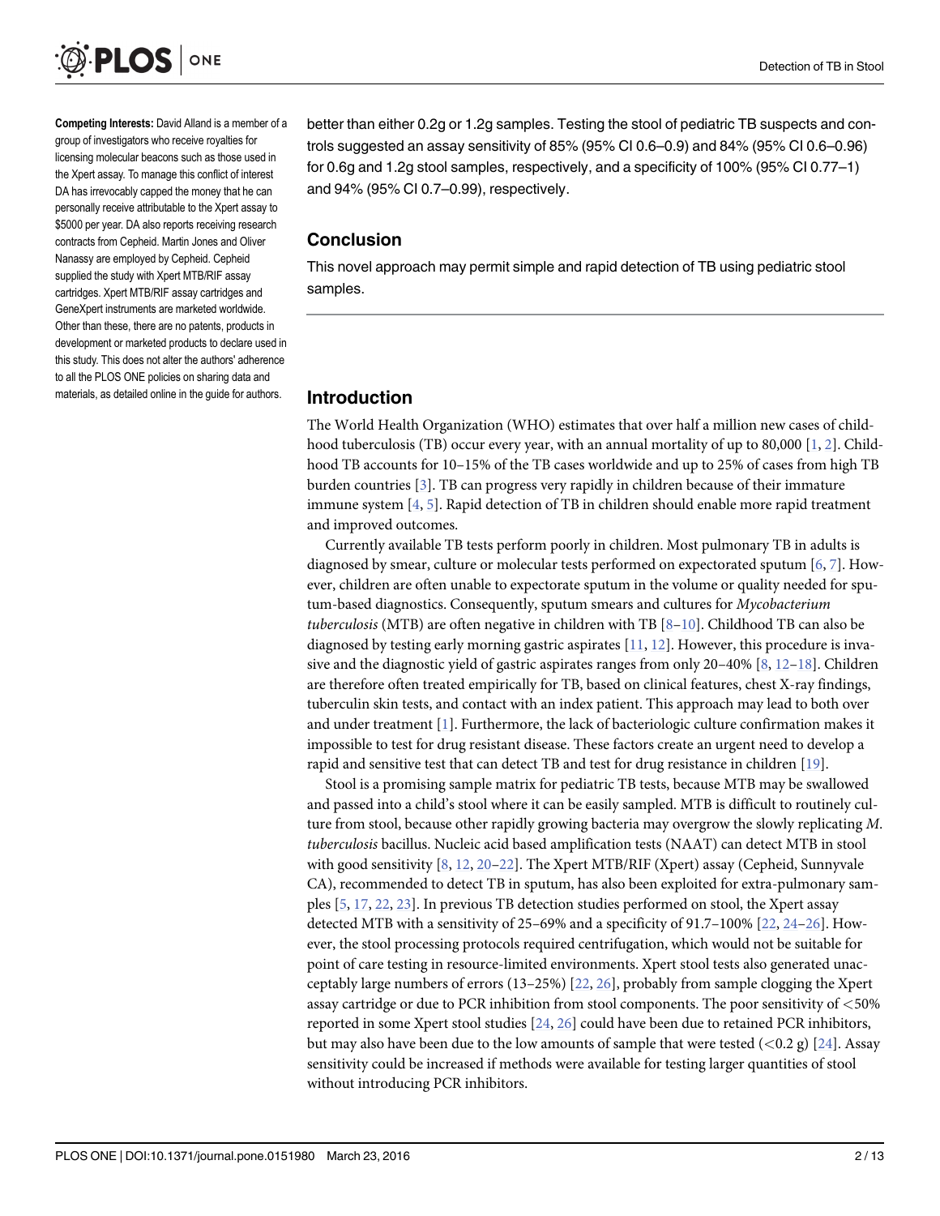**Competing Interests:** David Alland is a member of a group of investigators who receive royalties for licensing molecular beacons such as those used in the Xpert assay. To manage this conflict of interest DA has irrevocably capped the money that he can personally receive attributable to the Xpert assay to $5000 per year. DA also reports receiving research contracts from Cepheid. Martin Jones and Oliver Nanassy are employed by Cepheid. Cepheid supplied the study with Xpert MTB/RIF assay cartridges. Xpert MTB/RIF assay cartridges and GeneXpert instruments are marketed worldwide. Other than these, there are no patents, products in development or marketed products to declare used in this study. This does not alter the authors' adherence to all the PLOS ONE policies on sharing data and materials, as detailed online in the guide for authors.

better than either 0.2g or 1.2g samples. Testing the stool of pediatric TB suspects and controls suggested an assay sensitivity of 85% (95% CI 0.6–0.9) and 84% (95% CI 0.6–0.96) for 0.6g and 1.2g stool samples, respectively, and a specificity of 100% (95% CI 0.77–1) and 94% (95% CI 0.7–0.99), respectively.

## Conclusion

This novel approach may permit simple and rapid detection of TB using pediatric stool samples.

## Introduction

The World Health Organization (WHO) estimates that over half a million new cases of childhood tuberculosis (TB) occur every year, with an annual mortality of up to 80,000 [1, 2]. Childhood TB accounts for 10–15% of the TB cases worldwide and up to 25% of cases from high TB burden countries [3]. TB can progress very rapidly in children because of their immature immune system [4, 5]. Rapid detection of TB in children should enable more rapid treatment and improved outcomes.

Currently available TB tests perform poorly in children. Most pulmonary TB in adults is diagnosed by smear, culture or molecular tests performed on expectorated sputum [6, 7]. However, children are often unable to expectorate sputum in the volume or quality needed for sputum-based diagnostics. Consequently, sputum smears and cultures for *Mycobacterium tuberculosis* (MTB) are often negative in children with TB [8–10]. Childhood TB can also be diagnosed by testing early morning gastric aspirates [11, 12]. However, this procedure is invasive and the diagnostic yield of gastric aspirates ranges from only 20–40% [8, 12–18]. Children are therefore often treated empirically for TB, based on clinical features, chest X-ray findings, tuberculin skin tests, and contact with an index patient. This approach may lead to both over and under treatment [1]. Furthermore, the lack of bacteriologic culture confirmation makes it impossible to test for drug resistant disease. These factors create an urgent need to develop a rapid and sensitive test that can detect TB and test for drug resistance in children [19].

Stool is a promising sample matrix for pediatric TB tests, because MTB may be swallowed and passed into a child's stool where it can be easily sampled. MTB is difficult to routinely culture from stool, because other rapidly growing bacteria may overgrow the slowly replicating *M. tuberculosis* bacillus. Nucleic acid based amplification tests (NAAT) can detect MTB in stool with good sensitivity [8, 12, 20–22]. The Xpert MTB/RIF (Xpert) assay (Cepheid, Sunnyvale CA), recommended to detect TB in sputum, has also been exploited for extra-pulmonary samples [5, 17, 22, 23]. In previous TB detection studies performed on stool, the Xpert assay detected MTB with a sensitivity of 25–69% and a specificity of 91.7–100% [22, 24–26]. However, the stool processing protocols required centrifugation, which would not be suitable for point of care testing in resource-limited environments. Xpert stool tests also generated unacceptably large numbers of errors (13–25%) [22, 26], probably from sample clogging the Xpert assay cartridge or due to PCR inhibition from stool components. The poor sensitivity of <50% reported in some Xpert stool studies [24, 26] could have been due to retained PCR inhibitors, but may also have been due to the low amounts of sample that were tested (<0.2 g) [24]. Assay sensitivity could be increased if methods were available for testing larger quantities of stool without introducing PCR inhibitors.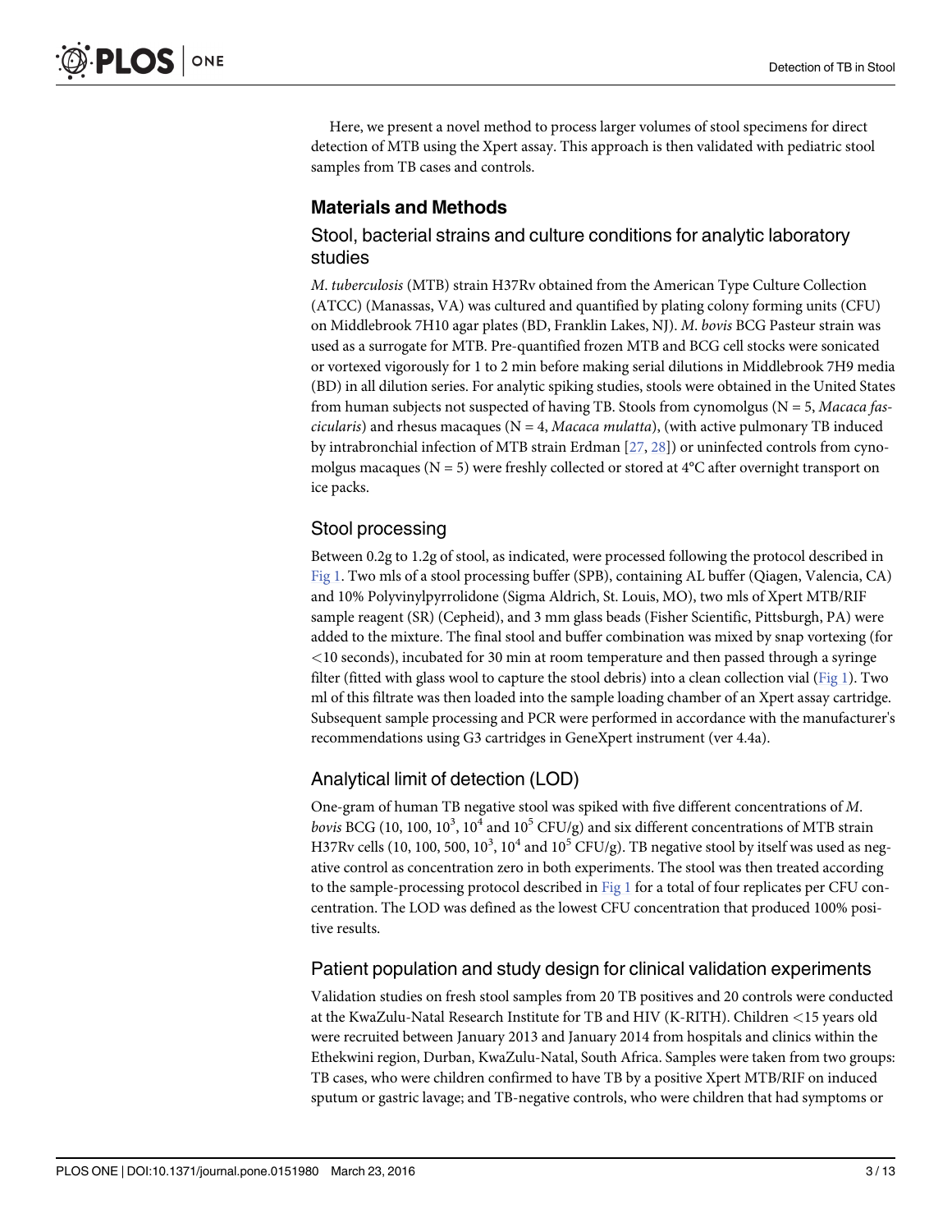Here, we present a novel method to process larger volumes of stool specimens for direct detection of MTB using the Xpert assay. This approach is then validated with pediatric stool samples from TB cases and controls.

## Materials and Methods

### Stool, bacterial strains and culture conditions for analytic laboratory studies

*M*. *tuberculosis* (MTB) strain H37Rv obtained from the American Type Culture Collection (ATCC) (Manassas, VA) was cultured and quantified by plating colony forming units (CFU) on Middlebrook 7H10 agar plates (BD, Franklin Lakes, NJ). *M*. *bovis* BCG Pasteur strain was used as a surrogate for MTB. Pre-quantified frozen MTB and BCG cell stocks were sonicated or vortexed vigorously for 1 to 2 min before making serial dilutions in Middlebrook 7H9 media (BD) in all dilution series. For analytic spiking studies, stools were obtained in the United States from human subjects not suspected of having TB. Stools from cynomolgus (N = 5, *Macaca fascicularis*) and rhesus macaques (N = 4, *Macaca mulatta*), (with active pulmonary TB induced by intrabronchial infection of MTB strain Erdman [27, 28]) or uninfected controls from cynomolgus macaques (N = 5) were freshly collected or stored at 4°C after overnight transport on ice packs.

### Stool processing

Between 0.2g to 1.2g of stool, as indicated, were processed following the protocol described in Fig 1. Two mls of a stool processing buffer (SPB), containing AL buffer (Qiagen, Valencia, CA) and 10% Polyvinylpyrrolidone (Sigma Aldrich, St. Louis, MO), two mls of Xpert MTB/RIF sample reagent (SR) (Cepheid), and 3 mm glass beads (Fisher Scientific, Pittsburgh, PA) were added to the mixture. The final stool and buffer combination was mixed by snap vortexing (for <10 seconds), incubated for 30 min at room temperature and then passed through a syringe filter (fitted with glass wool to capture the stool debris) into a clean collection vial (Fig 1). Two ml of this filtrate was then loaded into the sample loading chamber of an Xpert assay cartridge. Subsequent sample processing and PCR were performed in accordance with the manufacturer's recommendations using G3 cartridges in GeneXpert instrument (ver 4.4a).

### Analytical limit of detection (LOD)

One-gram of human TB negative stool was spiked with five different concentrations of *M*. *bovis* BCG (10, 100, $10^3$, $10^4$ and $10^5$ CFU/g) and six different concentrations of MTB strain H37Rv cells (10, 100, 500, $10^3$, $10^4$ and $10^5$ CFU/g). TB negative stool by itself was used as negative control as concentration zero in both experiments. The stool was then treated according to the sample-processing protocol described in Fig 1 for a total of four replicates per CFU concentration. The LOD was defined as the lowest CFU concentration that produced 100% positive results.

### Patient population and study design for clinical validation experiments

Validation studies on fresh stool samples from 20 TB positives and 20 controls were conducted at the KwaZulu-Natal Research Institute for TB and HIV (K-RITH). Children <15 years old were recruited between January 2013 and January 2014 from hospitals and clinics within the Ethekwini region, Durban, KwaZulu-Natal, South Africa. Samples were taken from two groups: TB cases, who were children confirmed to have TB by a positive Xpert MTB/RIF on induced sputum or gastric lavage; and TB-negative controls, who were children that had symptoms or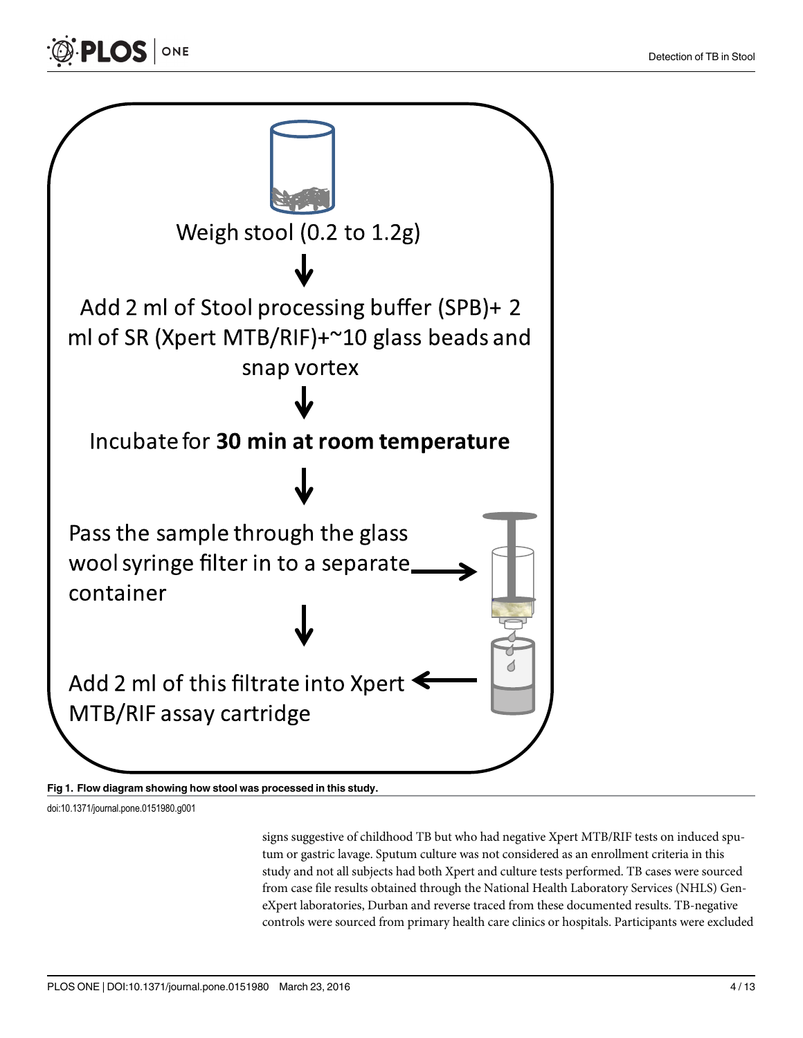Weigh stool (0.2 to 1.2g)

↓

Add 2 ml of Stool processing buffer (SPB)+ 2 ml of SR (Xpert MTB/RIF)+~10 glass beads and snap vortex

↓

Incubate for **30 min at room temperature**

↓

Pass the sample through the glass wool syringe filter in to a separate container

↓

Add 2 ml of this filtrate into Xpert MTB/RIF assay cartridge

**Fig 1. Flow diagram showing how stool was processed in this study.**

doi:10.1371/journal.pone.0151980.g001

signs suggestive of childhood TB but who had negative Xpert MTB/RIF tests on induced sputum or gastric lavage. Sputum culture was not considered as an enrollment criteria in this study and not all subjects had both Xpert and culture tests performed. TB cases were sourced from case file results obtained through the National Health Laboratory Services (NHLS) GeneXpert laboratories, Durban and reverse traced from these documented results. TB-negative controls were sourced from primary health care clinics or hospitals. Participants were excluded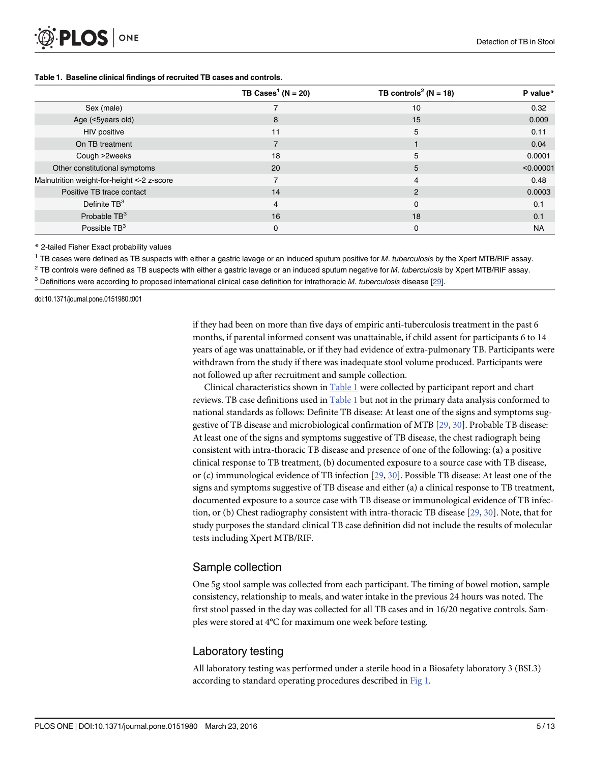**Table 1. Baseline clinical findings of recruited TB cases and controls.**

| | TB Cases[1] (N = 20) | TB controls[2] (N = 18) | P value* |
|---|---|---|---|
| Sex (male) | 7 | 10 | 0.32 |
| Age (<5years old) | 8 | 15 | 0.009 |
| HIV positive | 11 | 5 | 0.11 |
| On TB treatment | 7 | 1 | 0.04 |
| Cough >2weeks | 18 | 5 | 0.0001 |
| Other constitutional symptoms | 20 | 5 | <0.00001 |
| Malnutrition weight-for-height <-2 z-score | 7 | 4 | 0.48 |
| Positive TB trace contact | 14 | 2 | 0.0003 |
| Definite TB[3] | 4 | 0 | 0.1 |
| Probable TB[3] | 16 | 18 | 0.1 |
| Possible TB[3] | 0 | 0 | NA |

* 2-tailed Fisher Exact probability values

[1] TB cases were defined as TB suspects with either a gastric lavage or an induced sputum positive for *M. tuberculosis* by the Xpert MTB/RIF assay.

[2] TB controls were defined as TB suspects with either a gastric lavage or an induced sputum negative for *M. tuberculosis* by Xpert MTB/RIF assay.

[3] Definitions were according to proposed international clinical case definition for intrathoracic *M. tuberculosis* disease [29].

doi:10.1371/journal.pone.0151980.t001

if they had been on more than five days of empiric anti-tuberculosis treatment in the past 6 months, if parental informed consent was unattainable, if child assent for participants 6 to 14 years of age was unattainable, or if they had evidence of extra-pulmonary TB. Participants were withdrawn from the study if there was inadequate stool volume produced. Participants were not followed up after recruitment and sample collection.

Clinical characteristics shown in Table 1 were collected by participant report and chart reviews. TB case definitions used in Table 1 but not in the primary data analysis conformed to national standards as follows: Definite TB disease: At least one of the signs and symptoms suggestive of TB disease and microbiological confirmation of MTB [29, 30]. Probable TB disease: At least one of the signs and symptoms suggestive of TB disease, the chest radiograph being consistent with intra-thoracic TB disease and presence of one of the following: (a) a positive clinical response to TB treatment, (b) documented exposure to a source case with TB disease, or (c) immunological evidence of TB infection [29, 30]. Possible TB disease: At least one of the signs and symptoms suggestive of TB disease and either (a) a clinical response to TB treatment, documented exposure to a source case with TB disease or immunological evidence of TB infection, or (b) Chest radiography consistent with intra-thoracic TB disease [29, 30]. Note, that for study purposes the standard clinical TB case definition did not include the results of molecular tests including Xpert MTB/RIF.

## Sample collection

One 5g stool sample was collected from each participant. The timing of bowel motion, sample consistency, relationship to meals, and water intake in the previous 24 hours was noted. The first stool passed in the day was collected for all TB cases and in 16/20 negative controls. Samples were stored at 4°C for maximum one week before testing.

## Laboratory testing

All laboratory testing was performed under a sterile hood in a Biosafety laboratory 3 (BSL3) according to standard operating procedures described in Fig 1.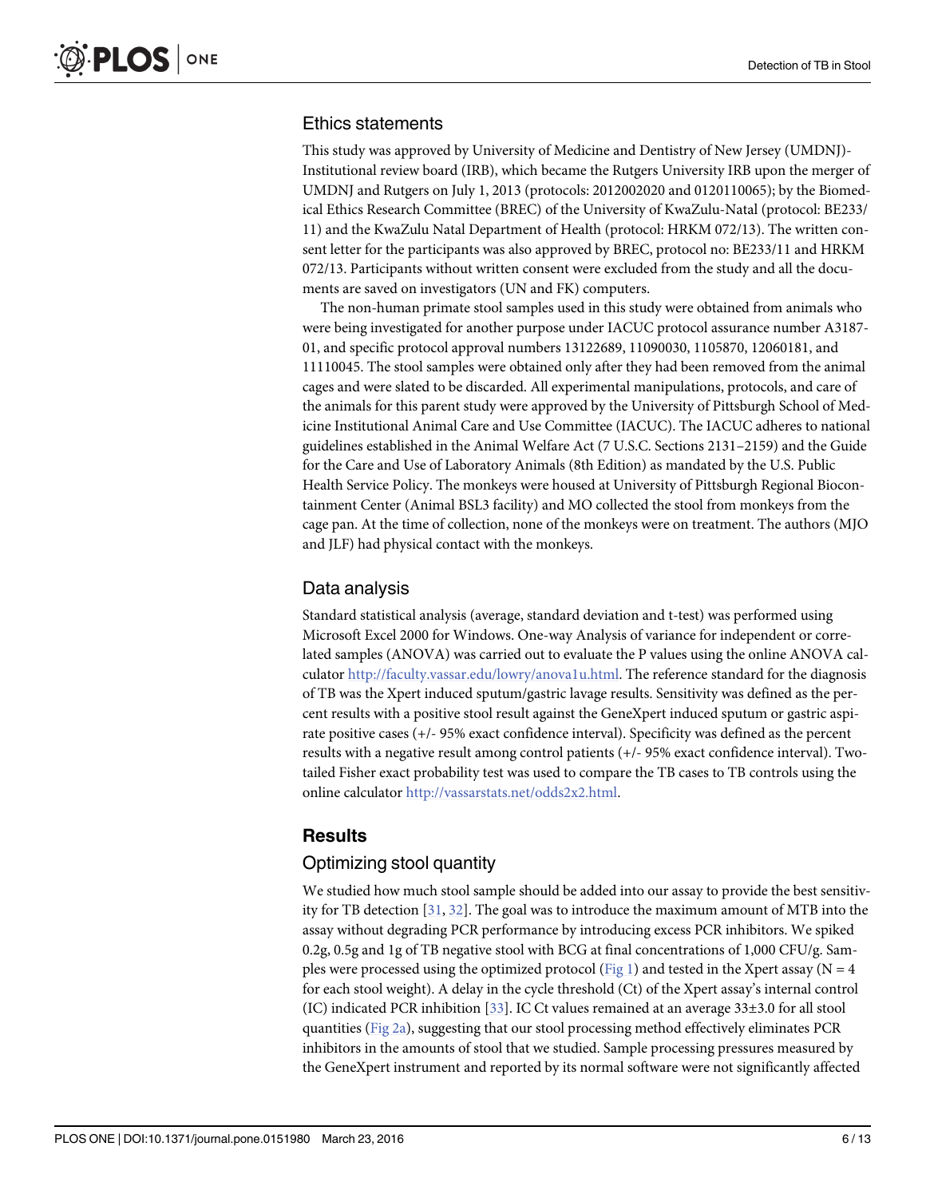## Ethics statements

This study was approved by University of Medicine and Dentistry of New Jersey (UMDNJ)-Institutional review board (IRB), which became the Rutgers University IRB upon the merger of UMDNJ and Rutgers on July 1, 2013 (protocols: 2012002020 and 0120110065); by the Biomedical Ethics Research Committee (BREC) of the University of KwaZulu-Natal (protocol: BE233/11) and the KwaZulu Natal Department of Health (protocol: HRKM 072/13). The written consent letter for the participants was also approved by BREC, protocol no: BE233/11 and HRKM 072/13. Participants without written consent were excluded from the study and all the documents are saved on investigators (UN and FK) computers.

The non-human primate stool samples used in this study were obtained from animals who were being investigated for another purpose under IACUC protocol assurance number A3187-01, and specific protocol approval numbers 13122689, 11090030, 1105870, 12060181, and 11110045. The stool samples were obtained only after they had been removed from the animal cages and were slated to be discarded. All experimental manipulations, protocols, and care of the animals for this parent study were approved by the University of Pittsburgh School of Medicine Institutional Animal Care and Use Committee (IACUC). The IACUC adheres to national guidelines established in the Animal Welfare Act (7 U.S.C. Sections 2131–2159) and the Guide for the Care and Use of Laboratory Animals (8th Edition) as mandated by the U.S. Public Health Service Policy. The monkeys were housed at University of Pittsburgh Regional Biocontainment Center (Animal BSL3 facility) and MO collected the stool from monkeys from the cage pan. At the time of collection, none of the monkeys were on treatment. The authors (MJO and JLF) had physical contact with the monkeys.

## Data analysis

Standard statistical analysis (average, standard deviation and t-test) was performed using Microsoft Excel 2000 for Windows. One-way Analysis of variance for independent or correlated samples (ANOVA) was carried out to evaluate the P values using the online ANOVA calculator http://faculty.vassar.edu/lowry/anova1u.html. The reference standard for the diagnosis of TB was the Xpert induced sputum/gastric lavage results. Sensitivity was defined as the percent results with a positive stool result against the GeneXpert induced sputum or gastric aspirate positive cases (+/- 95% exact confidence interval). Specificity was defined as the percent results with a negative result among control patients (+/- 95% exact confidence interval). Two-tailed Fisher exact probability test was used to compare the TB cases to TB controls using the online calculator http://vassarstats.net/odds2x2.html.

# Results

## Optimizing stool quantity

We studied how much stool sample should be added into our assay to provide the best sensitivity for TB detection [31, 32]. The goal was to introduce the maximum amount of MTB into the assay without degrading PCR performance by introducing excess PCR inhibitors. We spiked 0.2g, 0.5g and 1g of TB negative stool with BCG at final concentrations of 1,000 CFU/g. Samples were processed using the optimized protocol (Fig 1) and tested in the Xpert assay ($N = 4$ for each stool weight). A delay in the cycle threshold (Ct) of the Xpert assay's internal control (IC) indicated PCR inhibition [33]. IC Ct values remained at an average $33 \pm 3.0$ for all stool quantities (Fig 2a), suggesting that our stool processing method effectively eliminates PCR inhibitors in the amounts of stool that we studied. Sample processing pressures measured by the GeneXpert instrument and reported by its normal software were not significantly affected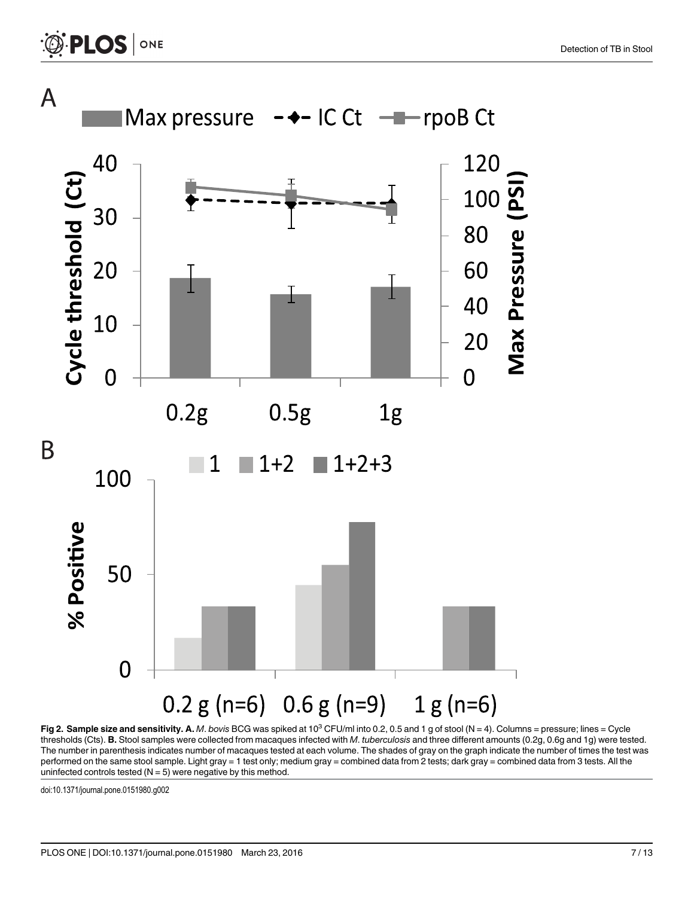**Fig 2. Sample size and sensitivity. A.** *M*. *bovis* BCG was spiked at $10^3$ CFU/ml into 0.2, 0.5 and 1 g of stool (N = 4). Columns = pressure; lines = Cycle thresholds (Cts). **B.** Stool samples were collected from macaques infected with *M*. *tuberculosis* and three different amounts (0.2g, 0.6g and 1g) were tested. The number in parenthesis indicates number of macaques tested at each volume. The shades of gray on the graph indicate the number of times the test was performed on the same stool sample. Light gray = 1 test only; medium gray = combined data from 2 tests; dark gray = combined data from 3 tests. All the uninfected controls tested (N = 5) were negative by this method.

doi:10.1371/journal.pone.0151980.g002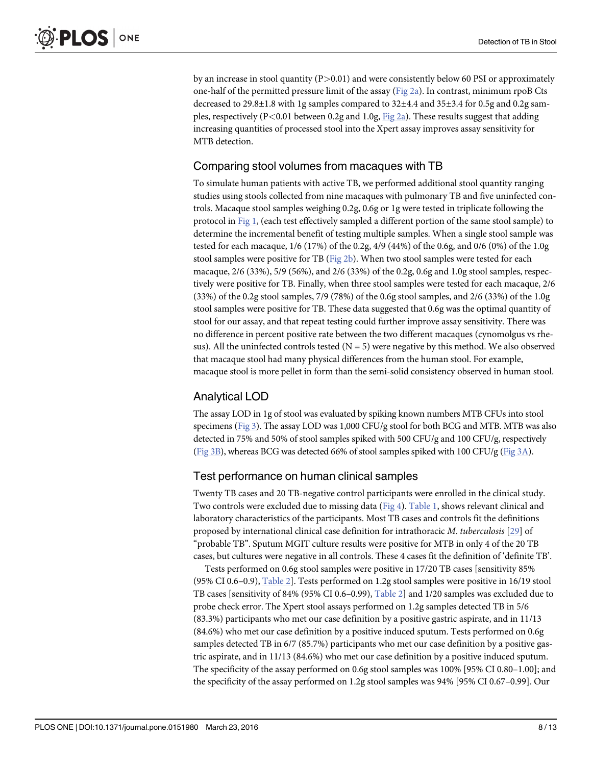by an increase in stool quantity ($P>0.01$) and were consistently below 60 PSI or approximately one-half of the permitted pressure limit of the assay (Fig 2a). In contrast, minimum rpoB Cts decreased to 29.8±1.8 with 1g samples compared to 32±4.4 and 35±3.4 for 0.5g and 0.2g samples, respectively ($P<0.01$ between 0.2g and 1.0g, Fig 2a). These results suggest that adding increasing quantities of processed stool into the Xpert assay improves assay sensitivity for MTB detection.

## Comparing stool volumes from macaques with TB

To simulate human patients with active TB, we performed additional stool quantity ranging studies using stools collected from nine macaques with pulmonary TB and five uninfected controls. Macaque stool samples weighing 0.2g, 0.6g or 1g were tested in triplicate following the protocol in Fig 1, (each test effectively sampled a different portion of the same stool sample) to determine the incremental benefit of testing multiple samples. When a single stool sample was tested for each macaque, 1/6 (17%) of the 0.2g, 4/9 (44%) of the 0.6g, and 0/6 (0%) of the 1.0g stool samples were positive for TB (Fig 2b). When two stool samples were tested for each macaque, 2/6 (33%), 5/9 (56%), and 2/6 (33%) of the 0.2g, 0.6g and 1.0g stool samples, respectively were positive for TB. Finally, when three stool samples were tested for each macaque, 2/6 (33%) of the 0.2g stool samples, 7/9 (78%) of the 0.6g stool samples, and 2/6 (33%) of the 1.0g stool samples were positive for TB. These data suggested that 0.6g was the optimal quantity of stool for our assay, and that repeat testing could further improve assay sensitivity. There was no difference in percent positive rate between the two different macaques (cynomolgus vs rhesus). All the uninfected controls tested ($N = 5$) were negative by this method. We also observed that macaque stool had many physical differences from the human stool. For example, macaque stool is more pellet in form than the semi-solid consistency observed in human stool.

## Analytical LOD

The assay LOD in 1g of stool was evaluated by spiking known numbers MTB CFUs into stool specimens (Fig 3). The assay LOD was 1,000 CFU/g stool for both BCG and MTB. MTB was also detected in 75% and 50% of stool samples spiked with 500 CFU/g and 100 CFU/g, respectively (Fig 3B), whereas BCG was detected 66% of stool samples spiked with 100 CFU/g (Fig 3A).

## Test performance on human clinical samples

Twenty TB cases and 20 TB-negative control participants were enrolled in the clinical study. Two controls were excluded due to missing data (Fig 4). Table 1, shows relevant clinical and laboratory characteristics of the participants. Most TB cases and controls fit the definitions proposed by international clinical case definition for intrathoracic *M*. *tuberculosis* [29] of "probable TB". Sputum MGIT culture results were positive for MTB in only 4 of the 20 TB cases, but cultures were negative in all controls. These 4 cases fit the definition of 'definite TB'.

Tests performed on 0.6g stool samples were positive in 17/20 TB cases [sensitivity 85% (95% CI 0.6–0.9), Table 2]. Tests performed on 1.2g stool samples were positive in 16/19 stool TB cases [sensitivity of 84% (95% CI 0.6–0.99), Table 2] and 1/20 samples was excluded due to probe check error. The Xpert stool assays performed on 1.2g samples detected TB in 5/6 (83.3%) participants who met our case definition by a positive gastric aspirate, and in 11/13 (84.6%) who met our case definition by a positive induced sputum. Tests performed on 0.6g samples detected TB in 6/7 (85.7%) participants who met our case definition by a positive gastric aspirate, and in 11/13 (84.6%) who met our case definition by a positive induced sputum. The specificity of the assay performed on 0.6g stool samples was 100% [95% CI 0.80–1.00]; and the specificity of the assay performed on 1.2g stool samples was 94% [95% CI 0.67–0.99]. Our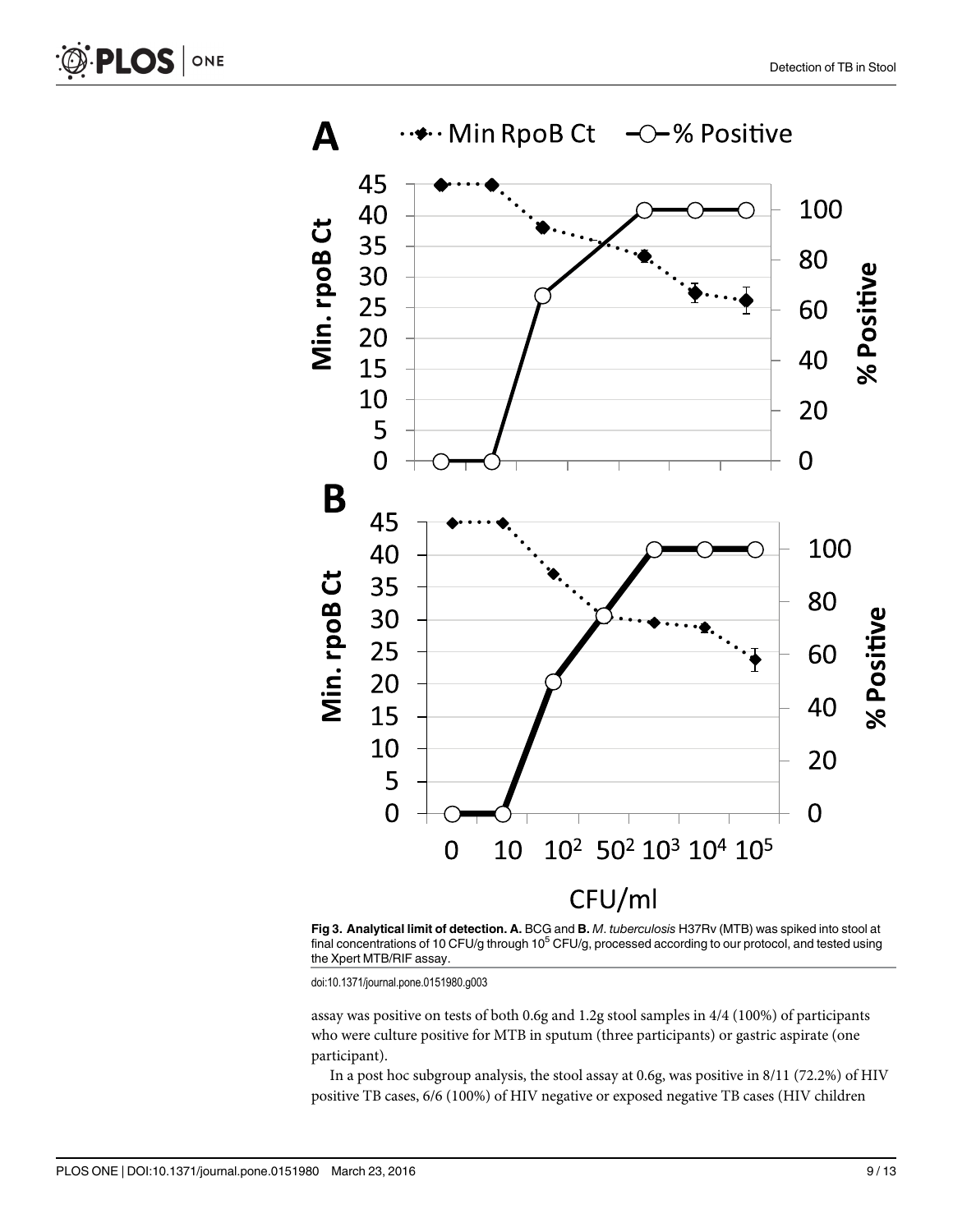**Fig 3. Analytical limit of detection. A.** BCG and **B.** *M. tuberculosis* H37Rv (MTB) was spiked into stool at final concentrations of 10 CFU/g through $10^5$ CFU/g, processed according to our protocol, and tested using the Xpert MTB/RIF assay.

doi:10.1371/journal.pone.0151980.g003

assay was positive on tests of both 0.6g and 1.2g stool samples in 4/4 (100%) of participants who were culture positive for MTB in sputum (three participants) or gastric aspirate (one participant).

In a post hoc subgroup analysis, the stool assay at 0.6g, was positive in 8/11 (72.2%) of HIV positive TB cases, 6/6 (100%) of HIV negative or exposed negative TB cases (HIV children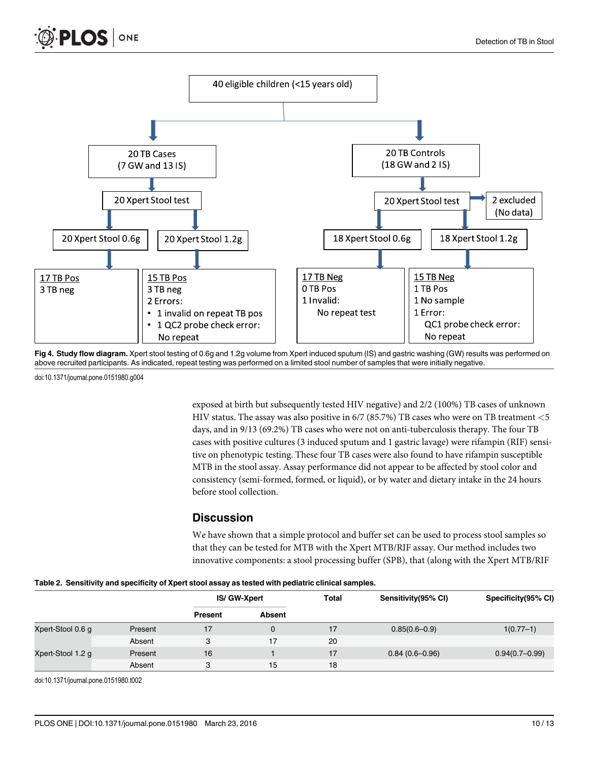Fig 4. Study flow diagram. Xpert stool testing of 0.6g and 1.2g volume from Xpert induced sputum (IS) and gastric washing (GW) results was performed on above recruited participants. As indicated, repeat testing was performed on a limited stool number of samples that were initially negative.

doi:10.1371/journal.pone.0151980.g004

exposed at birth but subsequently tested HIV negative) and 2/2 (100%) TB cases of unknown HIV status. The assay was also positive in 6/7 (85.7%) TB cases who were on TB treatment <5 days, and in 9/13 (69.2%) TB cases who were not on anti-tuberculosis therapy. The four TB cases with positive cultures (3 induced sputum and 1 gastric lavage) were rifampin (RIF) sensitive on phenotypic testing. These four TB cases were also found to have rifampin susceptible MTB in the stool assay. Assay performance did not appear to be affected by stool color and consistency (semi-formed, formed, or liquid), or by water and dietary intake in the 24 hours before stool collection.

## Discussion

We have shown that a simple protocol and buffer set can be used to process stool samples so that they can be tested for MTB with the Xpert MTB/RIF assay. Our method includes two innovative components: a stool processing buffer (SPB), that (along with the Xpert MTB/RIF

**Table 2. Sensitivity and specificity of Xpert stool assay as tested with pediatric clinical samples.**

| | | IS/ GW-Xpert | | Total | Sensitivity(95% CI) | Specificity(95% CI) |
|---|---|---|---|---|---|---|
| | | Present | Absent | | | |
| Xpert-Stool 0.6 g | Present | 17 | 0 | 17 | 0.85(0.6–0.9) | 1(0.77–1) |
| | Absent | 3 | 17 | 20 | | |
| Xpert-Stool 1.2 g | Present | 16 | 1 | 17 | 0.84 (0.6–0.96) | 0.94(0.7–0.99) |
| | Absent | 3 | 15 | 18 | | |

doi:10.1371/journal.pone.0151980.t002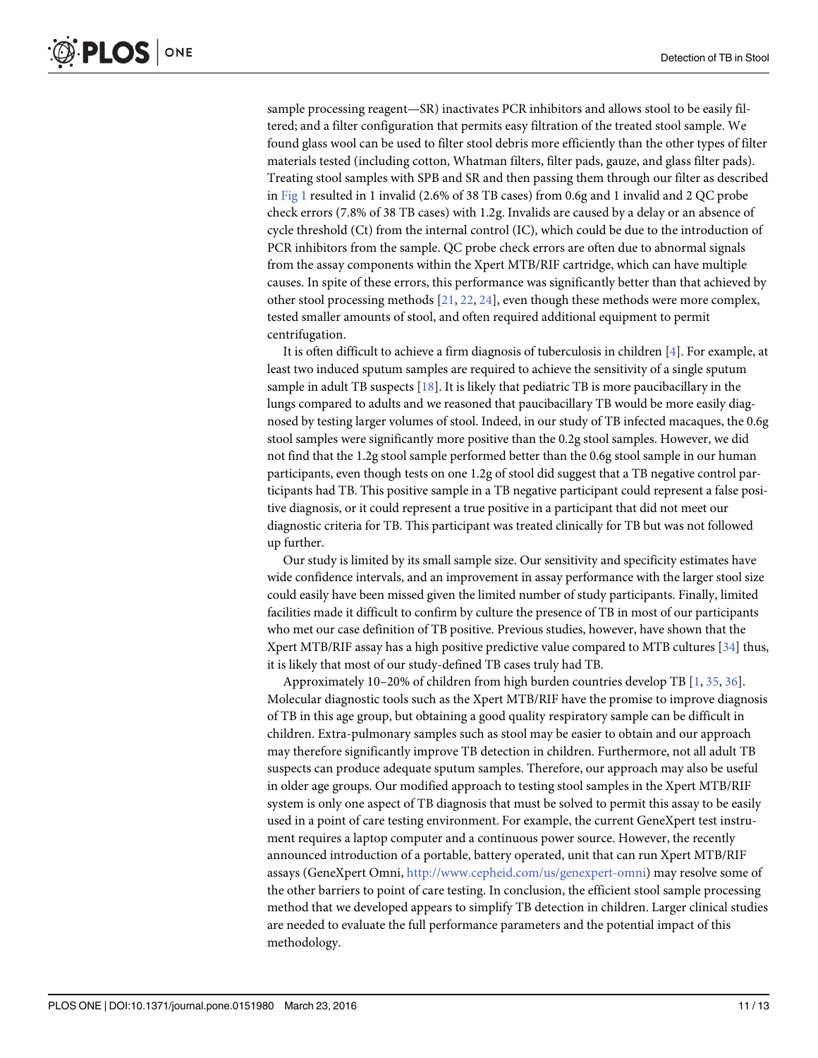sample processing reagent—SR) inactivates PCR inhibitors and allows stool to be easily filtered; and a filter configuration that permits easy filtration of the treated stool sample. We found glass wool can be used to filter stool debris more efficiently than the other types of filter materials tested (including cotton, Whatman filters, filter pads, gauze, and glass filter pads). Treating stool samples with SPB and SR and then passing them through our filter as described in Fig 1 resulted in 1 invalid (2.6% of 38 TB cases) from 0.6g and 1 invalid and 2 QC probe check errors (7.8% of 38 TB cases) with 1.2g. Invalids are caused by a delay or an absence of cycle threshold (Ct) from the internal control (IC), which could be due to the introduction of PCR inhibitors from the sample. QC probe check errors are often due to abnormal signals from the assay components within the Xpert MTB/RIF cartridge, which can have multiple causes. In spite of these errors, this performance was significantly better than that achieved by other stool processing methods [21, 22, 24], even though these methods were more complex, tested smaller amounts of stool, and often required additional equipment to permit centrifugation.

It is often difficult to achieve a firm diagnosis of tuberculosis in children [4]. For example, at least two induced sputum samples are required to achieve the sensitivity of a single sputum sample in adult TB suspects [18]. It is likely that pediatric TB is more paucibacillary in the lungs compared to adults and we reasoned that paucibacillary TB would be more easily diagnosed by testing larger volumes of stool. Indeed, in our study of TB infected macaques, the 0.6g stool samples were significantly more positive than the 0.2g stool samples. However, we did not find that the 1.2g stool sample performed better than the 0.6g stool sample in our human participants, even though tests on one 1.2g of stool did suggest that a TB negative control participants had TB. This positive sample in a TB negative participant could represent a false positive diagnosis, or it could represent a true positive in a participant that did not meet our diagnostic criteria for TB. This participant was treated clinically for TB but was not followed up further.

Our study is limited by its small sample size. Our sensitivity and specificity estimates have wide confidence intervals, and an improvement in assay performance with the larger stool size could easily have been missed given the limited number of study participants. Finally, limited facilities made it difficult to confirm by culture the presence of TB in most of our participants who met our case definition of TB positive. Previous studies, however, have shown that the Xpert MTB/RIF assay has a high positive predictive value compared to MTB cultures [34] thus, it is likely that most of our study-defined TB cases truly had TB.

Approximately 10–20% of children from high burden countries develop TB [1, 35, 36]. Molecular diagnostic tools such as the Xpert MTB/RIF have the promise to improve diagnosis of TB in this age group, but obtaining a good quality respiratory sample can be difficult in children. Extra-pulmonary samples such as stool may be easier to obtain and our approach may therefore significantly improve TB detection in children. Furthermore, not all adult TB suspects can produce adequate sputum samples. Therefore, our approach may also be useful in older age groups. Our modified approach to testing stool samples in the Xpert MTB/RIF system is only one aspect of TB diagnosis that must be solved to permit this assay to be easily used in a point of care testing environment. For example, the current GeneXpert test instrument requires a laptop computer and a continuous power source. However, the recently announced introduction of a portable, battery operated, unit that can run Xpert MTB/RIF assays (GeneXpert Omni, http://www.cepheid.com/us/genexpert-omni) may resolve some of the other barriers to point of care testing. In conclusion, the efficient stool sample processing method that we developed appears to simplify TB detection in children. Larger clinical studies are needed to evaluate the full performance parameters and the potential impact of this methodology.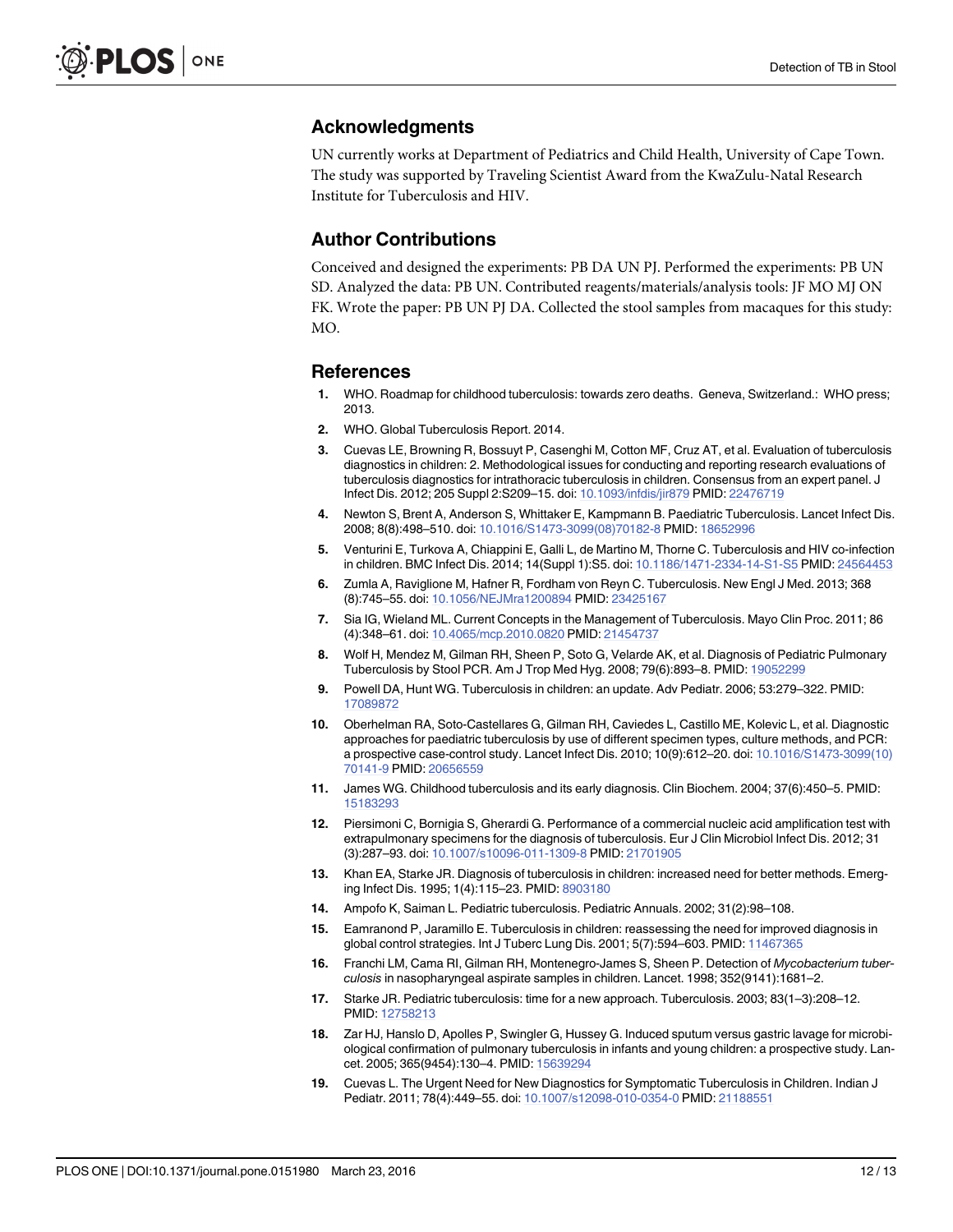## Acknowledgments

UN currently works at Department of Pediatrics and Child Health, University of Cape Town. The study was supported by Traveling Scientist Award from the KwaZulu-Natal Research Institute for Tuberculosis and HIV.

## Author Contributions

Conceived and designed the experiments: PB DA UN PJ. Performed the experiments: PB UN SD. Analyzed the data: PB UN. Contributed reagents/materials/analysis tools: JF MO MJ ON FK. Wrote the paper: PB UN PJ DA. Collected the stool samples from macaques for this study: MO.

## References

1. WHO. Roadmap for childhood tuberculosis: towards zero deaths. Geneva, Switzerland.: WHO press; 2013.
2. WHO. Global Tuberculosis Report. 2014.
3. Cuevas LE, Browning R, Bossuyt P, Casenghi M, Cotton MF, Cruz AT, et al. Evaluation of tuberculosis diagnostics in children: 2. Methodological issues for conducting and reporting research evaluations of tuberculosis diagnostics for intrathoracic tuberculosis in children. Consensus from an expert panel. J Infect Dis. 2012; 205 Suppl 2:S209–15. doi: 10.1093/infdis/jir879 PMID: 22476719
4. Newton S, Brent A, Anderson S, Whittaker E, Kampmann B. Paediatric Tuberculosis. Lancet Infect Dis. 2008; 8(8):498–510. doi: 10.1016/S1473-3099(08)70182-8 PMID: 18652996
5. Venturini E, Turkova A, Chiappini E, Galli L, de Martino M, Thorne C. Tuberculosis and HIV co-infection in children. BMC Infect Dis. 2014; 14(Suppl 1):S5. doi: 10.1186/1471-2334-14-S1-S5 PMID: 24564453
6. Zumla A, Raviglione M, Hafner R, Fordham von Reyn C. Tuberculosis. New Engl J Med. 2013; 368 (8):745–55. doi: 10.1056/NEJMra1200894 PMID: 23425167
7. Sia IG, Wieland ML. Current Concepts in the Management of Tuberculosis. Mayo Clin Proc. 2011; 86 (4):348–61. doi: 10.4065/mcp.2010.0820 PMID: 21454737
8. Wolf H, Mendez M, Gilman RH, Sheen P, Soto G, Velarde AK, et al. Diagnosis of Pediatric Pulmonary Tuberculosis by Stool PCR. Am J Trop Med Hyg. 2008; 79(6):893–8. PMID: 19052299
9. Powell DA, Hunt WG. Tuberculosis in children: an update. Adv Pediatr. 2006; 53:279–322. PMID: 17089872
10. Oberhelman RA, Soto-Castellares G, Gilman RH, Caviedes L, Castillo ME, Kolevic L, et al. Diagnostic approaches for paediatric tuberculosis by use of different specimen types, culture methods, and PCR: a prospective case-control study. Lancet Infect Dis. 2010; 10(9):612–20. doi: 10.1016/S1473-3099(10)70141-9 PMID: 20656559
11. James WG. Childhood tuberculosis and its early diagnosis. Clin Biochem. 2004; 37(6):450–5. PMID: 15183293
12. Piersimoni C, Bornigia S, Gherardi G. Performance of a commercial nucleic acid amplification test with extrapulmonary specimens for the diagnosis of tuberculosis. Eur J Clin Microbiol Infect Dis. 2012; 31 (3):287–93. doi: 10.1007/s10096-011-1309-8 PMID: 21701905
13. Khan EA, Starke JR. Diagnosis of tuberculosis in children: increased need for better methods. Emerging Infect Dis. 1995; 1(4):115–23. PMID: 8903180
14. Ampofo K, Saiman L. Pediatric tuberculosis. Pediatric Annuals. 2002; 31(2):98–108.
15. Eamranond P, Jaramillo E. Tuberculosis in children: reassessing the need for improved diagnosis in global control strategies. Int J Tuberc Lung Dis. 2001; 5(7):594–603. PMID: 11467365
16. Franchi LM, Cama RI, Gilman RH, Montenegro-James S, Sheen P. Detection of *Mycobacterium tuberculosis* in nasopharyngeal aspirate samples in children. Lancet. 1998; 352(9141):1681–2.
17. Starke JR. Pediatric tuberculosis: time for a new approach. Tuberculosis. 2003; 83(1–3):208–12. PMID: 12758213
18. Zar HJ, Hanslo D, Apolles P, Swingler G, Hussey G. Induced sputum versus gastric lavage for microbiological confirmation of pulmonary tuberculosis in infants and young children: a prospective study. Lancet. 2005; 365(9454):130–4. PMID: 15639294
19. Cuevas L. The Urgent Need for New Diagnostics for Symptomatic Tuberculosis in Children. Indian J Pediatr. 2011; 78(4):449–55. doi: 10.1007/s12098-010-0354-0 PMID: 21188551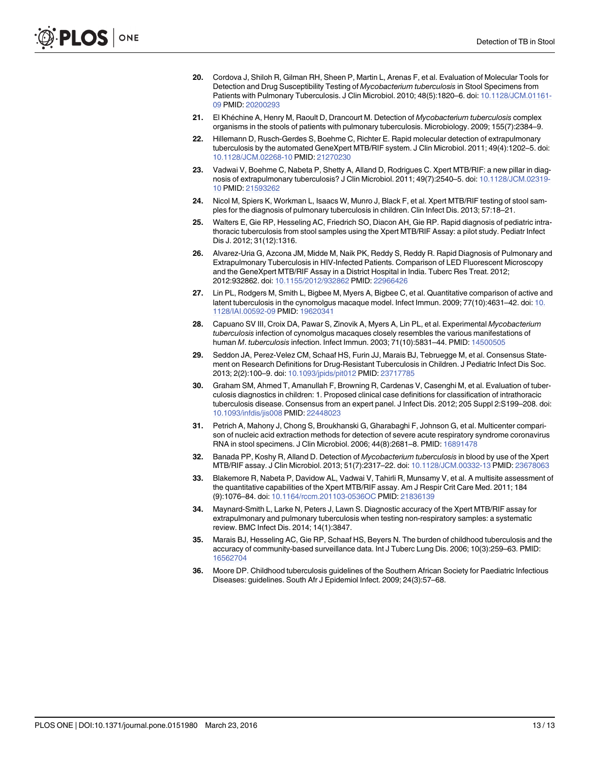20. Cordova J, Shiloh R, Gilman RH, Sheen P, Martin L, Arenas F, et al. Evaluation of Molecular Tools for Detection and Drug Susceptibility Testing of *Mycobacterium tuberculosis* in Stool Specimens from Patients with Pulmonary Tuberculosis. J Clin Microbiol. 2010; 48(5):1820–6. doi: 10.1128/JCM.01161-09 PMID: 20200293

21. El Khéchine A, Henry M, Raoult D, Drancourt M. Detection of *Mycobacterium tuberculosis* complex organisms in the stools of patients with pulmonary tuberculosis. Microbiology. 2009; 155(7):2384–9.

22. Hillemann D, Rusch-Gerdes S, Boehme C, Richter E. Rapid molecular detection of extrapulmonary tuberculosis by the automated GeneXpert MTB/RIF system. J Clin Microbiol. 2011; 49(4):1202–5. doi: 10.1128/JCM.02268-10 PMID: 21270230

23. Vadwai V, Boehme C, Nabeta P, Shetty A, Alland D, Rodrigues C. Xpert MTB/RIF: a new pillar in diagnosis of extrapulmonary tuberculosis? J Clin Microbiol. 2011; 49(7):2540–5. doi: 10.1128/JCM.02319-10 PMID: 21593262

24. Nicol M, Spiers K, Workman L, Isaacs W, Munro J, Black F, et al. Xpert MTB/RIF testing of stool samples for the diagnosis of pulmonary tuberculosis in children. Clin Infect Dis. 2013; 57:18–21.

25. Walters E, Gie RP, Hesseling AC, Friedrich SO, Diacon AH, Gie RP. Rapid diagnosis of pediatric intrathoracic tuberculosis from stool samples using the Xpert MTB/RIF Assay: a pilot study. Pediatr Infect Dis J. 2012; 31(12):1316.

26. Alvarez-Uria G, Azcona JM, Midde M, Naik PK, Reddy S, Reddy R. Rapid Diagnosis of Pulmonary and Extrapulmonary Tuberculosis in HIV-Infected Patients. Comparison of LED Fluorescent Microscopy and the GeneXpert MTB/RIF Assay in a District Hospital in India. Tuberc Res Treat. 2012; 2012:932862. doi: 10.1155/2012/932862 PMID: 22966426

27. Lin PL, Rodgers M, Smith L, Bigbee M, Myers A, Bigbee C, et al. Quantitative comparison of active and latent tuberculosis in the cynomolgus macaque model. Infect Immun. 2009; 77(10):4631–42. doi: 10.1128/IAI.00592-09 PMID: 19620341

28. Capuano SV III, Croix DA, Pawar S, Zinovik A, Myers A, Lin PL, et al. Experimental *Mycobacterium tuberculosis* infection of cynomolgus macaques closely resembles the various manifestations of human *M*. *tuberculosis* infection. Infect Immun. 2003; 71(10):5831–44. PMID: 14500505

29. Seddon JA, Perez-Velez CM, Schaaf HS, Furin JJ, Marais BJ, Tebruegge M, et al. Consensus Statement on Research Definitions for Drug-Resistant Tuberculosis in Children. J Pediatric Infect Dis Soc. 2013; 2(2):100–9. doi: 10.1093/jpids/pit012 PMID: 23717785

30. Graham SM, Ahmed T, Amanullah F, Browning R, Cardenas V, Casenghi M, et al. Evaluation of tuberculosis diagnostics in children: 1. Proposed clinical case definitions for classification of intrathoracic tuberculosis disease. Consensus from an expert panel. J Infect Dis. 2012; 205 Suppl 2:S199–208. doi: 10.1093/infdis/jis008 PMID: 22448023

31. Petrich A, Mahony J, Chong S, Broukhanski G, Gharabaghi F, Johnson G, et al. Multicenter comparison of nucleic acid extraction methods for detection of severe acute respiratory syndrome coronavirus RNA in stool specimens. J Clin Microbiol. 2006; 44(8):2681–8. PMID: 16891478

32. Banada PP, Koshy R, Alland D. Detection of *Mycobacterium tuberculosis* in blood by use of the Xpert MTB/RIF assay. J Clin Microbiol. 2013; 51(7):2317–22. doi: 10.1128/JCM.00332-13 PMID: 23678063

33. Blakemore R, Nabeta P, Davidow AL, Vadwai V, Tahirli R, Munsamy V, et al. A multisite assessment of the quantitative capabilities of the Xpert MTB/RIF assay. Am J Respir Crit Care Med. 2011; 184(9):1076–84. doi: 10.1164/rccm.201103-0536OC PMID: 21836139

34. Maynard-Smith L, Larke N, Peters J, Lawn S. Diagnostic accuracy of the Xpert MTB/RIF assay for extrapulmonary and pulmonary tuberculosis when testing non-respiratory samples: a systematic review. BMC Infect Dis. 2014; 14(1):3847.

35. Marais BJ, Hesseling AC, Gie RP, Schaaf HS, Beyers N. The burden of childhood tuberculosis and the accuracy of community-based surveillance data. Int J Tuberc Lung Dis. 2006; 10(3):259–63. PMID: 16562704

36. Moore DP. Childhood tuberculosis guidelines of the Southern African Society for Paediatric Infectious Diseases: guidelines. South Afr J Epidemiol Infect. 2009; 24(3):57–68.